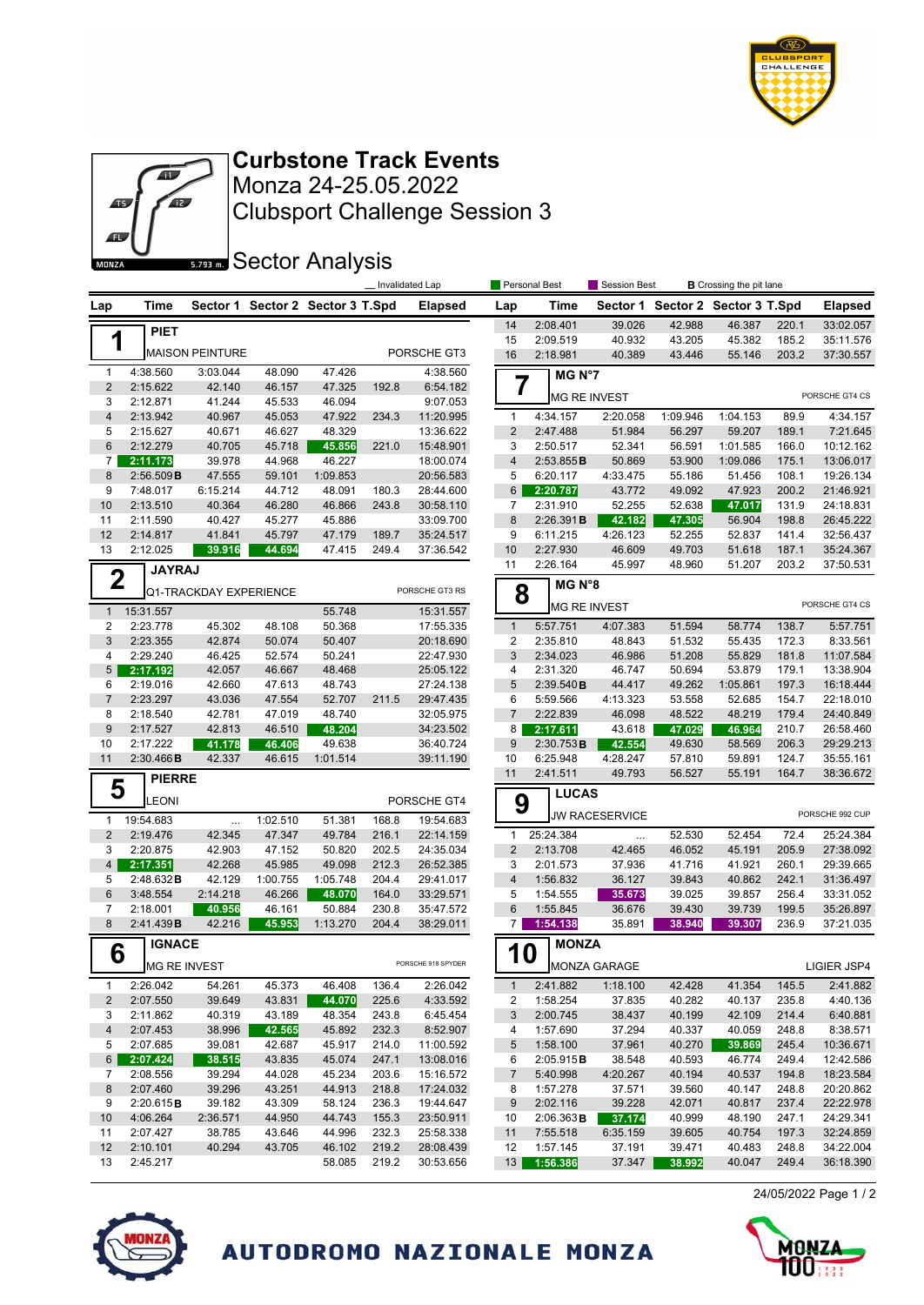# Curbstone Track Events

Monza 24-25.05.2022

Clubsport Challenge Session 3

## Sector Analysis

_ Invalidated Lap | Personal Best | Session Best | **B** Crossing the pit lane

### 1 PIET — MAISON PEINTURE — PORSCHE GT3

| Lap | Time | Sector 1 | Sector 2 | Sector 3 | T.Spd | Elapsed |
|---|---|---|---|---|---|---|
| 1 | 4:38.560 | 3:03.044 | 48.090 | 47.426 | | 4:38.560 |
| 2 | 2:15.622 | 42.140 | 46.157 | 47.325 | 192.8 | 6:54.182 |
| 3 | 2:12.871 | 41.244 | 45.533 | 46.094 | | 9:07.053 |
| 4 | 2:13.942 | 40.967 | 45.053 | 47.922 | 234.3 | 11:20.995 |
| 5 | 2:15.627 | 40.671 | 46.627 | 48.329 | | 13:36.622 |
| 6 | 2:12.279 | 40.705 | 45.718 | 45.856 | 221.0 | 15:48.901 |
| 7 | 2:11.173 | 39.978 | 44.968 | 46.227 | | 18:00.074 |
| 8 | 2:56.509 **B** | 47.555 | 59.101 | 1:09.853 | | 20:56.583 |
| 9 | 7:48.017 | 6:15.214 | 44.712 | 48.091 | 180.3 | 28:44.600 |
| 10 | 2:13.510 | 40.364 | 46.280 | 46.866 | 243.8 | 30:58.110 |
| 11 | 2:11.590 | 40.427 | 45.277 | 45.886 | | 33:09.700 |
| 12 | 2:14.817 | 41.841 | 45.797 | 47.179 | 189.7 | 35:24.517 |
| 13 | 2:12.025 | 39.916 | 44.694 | 47.415 | 249.4 | 37:36.542 |

### 2 JAYRAJ — Q1-TRACKDAY EXPERIENCE — PORSCHE GT3 RS

| Lap | Time | Sector 1 | Sector 2 | Sector 3 | T.Spd | Elapsed |
|---|---|---|---|---|---|---|
| 1 | 15:31.557 | | | 55.748 | | 15:31.557 |
| 2 | 2:23.778 | 45.302 | 48.108 | 50.368 | | 17:55.335 |
| 3 | 2:23.355 | 42.874 | 50.074 | 50.407 | | 20:18.690 |
| 4 | 2:29.240 | 46.425 | 52.574 | 50.241 | | 22:47.930 |
| 5 | 2:17.192 | 42.057 | 46.667 | 48.468 | | 25:05.122 |
| 6 | 2:19.016 | 42.660 | 47.613 | 48.743 | | 27:24.138 |
| 7 | 2:23.297 | 43.036 | 47.554 | 52.707 | 211.5 | 29:47.435 |
| 8 | 2:18.540 | 42.781 | 47.019 | 48.740 | | 32:05.975 |
| 9 | 2:17.527 | 42.813 | 46.510 | 48.204 | | 34:23.502 |
| 10 | 2:17.222 | 41.178 | 46.406 | 49.638 | | 36:40.724 |
| 11 | 2:30.466 **B** | 42.337 | 46.615 | 1:01.514 | | 39:11.190 |

### 5 PIERRE — LEONI — PORSCHE GT4

| Lap | Time | Sector 1 | Sector 2 | Sector 3 | T.Spd | Elapsed |
|---|---|---|---|---|---|---|
| 1 | 19:54.683 | ... | 1:02.510 | 51.381 | 168.8 | 19:54.683 |
| 2 | 2:19.476 | 42.345 | 47.347 | 49.784 | 216.1 | 22:14.159 |
| 3 | 2:20.875 | 42.903 | 47.152 | 50.820 | 202.5 | 24:35.034 |
| 4 | 2:17.351 | 42.268 | 45.985 | 49.098 | 212.3 | 26:52.385 |
| 5 | 2:48.632 **B** | 42.129 | 1:00.755 | 1:05.748 | 204.4 | 29:41.017 |
| 6 | 3:48.554 | 2:14.218 | 46.266 | 48.070 | 164.0 | 33:29.571 |
| 7 | 2:18.001 | 40.956 | 46.161 | 50.884 | 230.8 | 35:47.572 |
| 8 | 2:41.439 **B** | 42.216 | 45.953 | 1:13.270 | 204.4 | 38:29.011 |

### 6 IGNACE — MG RE INVEST — PORSCHE 918 SPYDER

| Lap | Time | Sector 1 | Sector 2 | Sector 3 | T.Spd | Elapsed |
|---|---|---|---|---|---|---|
| 1 | 2:26.042 | 54.261 | 45.373 | 46.408 | 136.4 | 2:26.042 |
| 2 | 2:07.550 | 39.649 | 43.831 | 44.070 | 225.6 | 4:33.592 |
| 3 | 2:11.862 | 40.319 | 43.189 | 48.354 | 243.8 | 6:45.454 |
| 4 | 2:07.453 | 38.996 | 42.565 | 45.892 | 232.3 | 8:52.907 |
| 5 | 2:07.685 | 39.081 | 42.687 | 45.917 | 214.0 | 11:00.592 |
| 6 | 2:07.424 | 38.515 | 43.835 | 45.074 | 247.1 | 13:08.016 |
| 7 | 2:08.556 | 39.294 | 44.028 | 45.234 | 203.6 | 15:16.572 |
| 8 | 2:07.460 | 39.296 | 43.251 | 44.913 | 218.8 | 17:24.032 |
| 9 | 2:20.615 **B** | 39.182 | 43.309 | 58.124 | 236.3 | 19:44.647 |
| 10 | 4:06.264 | 2:36.571 | 44.950 | 44.743 | 155.3 | 23:50.911 |
| 11 | 2:07.427 | 38.785 | 43.646 | 44.996 | 232.3 | 25:58.338 |
| 12 | 2:10.101 | 40.294 | 43.705 | 46.102 | 219.2 | 28:08.439 |
| 13 | 2:45.217 | | | 58.085 | 219.2 | 30:53.656 |
| 14 | 2:08.401 | 39.026 | 42.988 | 46.387 | 220.1 | 33:02.057 |
| 15 | 2:09.519 | 40.932 | 43.205 | 45.382 | 185.2 | 35:11.576 |
| 16 | 2:18.981 | 40.389 | 43.446 | 55.146 | 203.2 | 37:30.557 |

### 7 MG N°7 — MG RE INVEST — PORSCHE GT4 CS

| Lap | Time | Sector 1 | Sector 2 | Sector 3 | T.Spd | Elapsed |
|---|---|---|---|---|---|---|
| 1 | 4:34.157 | 2:20.058 | 1:09.946 | 1:04.153 | 89.9 | 4:34.157 |
| 2 | 2:47.488 | 51.984 | 56.297 | 59.207 | 189.1 | 7:21.645 |
| 3 | 2:50.517 | 52.341 | 56.591 | 1:01.585 | 166.0 | 10:12.162 |
| 4 | 2:53.855 **B** | 50.869 | 53.900 | 1:09.086 | 175.1 | 13:06.017 |
| 5 | 6:20.117 | 4:33.475 | 55.186 | 51.456 | 108.1 | 19:26.134 |
| 6 | 2:20.787 | 43.772 | 49.092 | 47.923 | 200.2 | 21:46.921 |
| 7 | 2:31.910 | 52.255 | 52.638 | 47.017 | 131.9 | 24:18.831 |
| 8 | 2:26.391 **B** | 42.182 | 47.305 | 56.904 | 198.8 | 26:45.222 |
| 9 | 6:11.215 | 4:26.123 | 52.255 | 52.837 | 141.4 | 32:56.437 |
| 10 | 2:27.930 | 46.609 | 49.703 | 51.618 | 187.1 | 35:24.367 |
| 11 | 2:26.164 | 45.997 | 48.960 | 51.207 | 203.2 | 37:50.531 |

### 8 MG N°8 — MG RE INVEST — PORSCHE GT4 CS

| Lap | Time | Sector 1 | Sector 2 | Sector 3 | T.Spd | Elapsed |
|---|---|---|---|---|---|---|
| 1 | 5:57.751 | 4:07.383 | 51.594 | 58.774 | 138.7 | 5:57.751 |
| 2 | 2:35.810 | 48.843 | 51.532 | 55.435 | 172.3 | 8:33.561 |
| 3 | 2:34.023 | 46.986 | 51.208 | 55.829 | 181.8 | 11:07.584 |
| 4 | 2:31.320 | 46.747 | 50.694 | 53.879 | 179.1 | 13:38.904 |
| 5 | 2:39.540 **B** | 44.417 | 49.262 | 1:05.861 | 197.3 | 16:18.444 |
| 6 | 5:59.566 | 4:13.323 | 53.558 | 52.685 | 154.7 | 22:18.010 |
| 7 | 2:22.839 | 46.098 | 48.522 | 48.219 | 179.4 | 24:40.849 |
| 8 | 2:17.611 | 43.618 | 47.029 | 46.964 | 210.7 | 26:58.460 |
| 9 | 2:30.753 **B** | 42.554 | 49.630 | 58.569 | 206.3 | 29:29.213 |
| 10 | 6:25.948 | 4:28.247 | 57.810 | 59.891 | 124.7 | 35:55.161 |
| 11 | 2:41.511 | 49.793 | 56.527 | 55.191 | 164.7 | 38:36.672 |

### 9 LUCAS — JW RACESERVICE — PORSCHE 992 CUP

| Lap | Time | Sector 1 | Sector 2 | Sector 3 | T.Spd | Elapsed |
|---|---|---|---|---|---|---|
| 1 | 25:24.384 | ... | 52.530 | 52.454 | 72.4 | 25:24.384 |
| 2 | 2:13.708 | 42.465 | 46.052 | 45.191 | 205.9 | 27:38.092 |
| 3 | 2:01.573 | 37.936 | 41.716 | 41.921 | 260.1 | 29:39.665 |
| 4 | 1:56.832 | 36.127 | 39.843 | 40.862 | 242.1 | 31:36.497 |
| 5 | 1:54.555 | 35.673 | 39.025 | 39.857 | 256.4 | 33:31.052 |
| 6 | 1:55.845 | 36.676 | 39.430 | 39.739 | 199.5 | 35:26.897 |
| 7 | 1:54.138 | 35.891 | 38.940 | 39.307 | 236.9 | 37:21.035 |

### 10 MONZA — MONZA GARAGE — LIGIER JSP4

| Lap | Time | Sector 1 | Sector 2 | Sector 3 | T.Spd | Elapsed |
|---|---|---|---|---|---|---|
| 1 | 2:41.882 | 1:18.100 | 42.428 | 41.354 | 145.5 | 2:41.882 |
| 2 | 1:58.254 | 37.835 | 40.282 | 40.137 | 235.8 | 4:40.136 |
| 3 | 2:00.745 | 38.437 | 40.199 | 42.109 | 214.4 | 6:40.881 |
| 4 | 1:57.690 | 37.294 | 40.337 | 40.059 | 248.8 | 8:38.571 |
| 5 | 1:58.100 | 37.961 | 40.270 | 39.869 | 245.4 | 10:36.671 |
| 6 | 2:05.915 **B** | 38.548 | 40.593 | 46.774 | 249.4 | 12:42.586 |
| 7 | 5:40.998 | 4:20.267 | 40.194 | 40.537 | 194.8 | 18:23.584 |
| 8 | 1:57.278 | 37.571 | 39.560 | 40.147 | 248.8 | 20:20.862 |
| 9 | 2:02.116 | 39.228 | 42.071 | 40.817 | 237.4 | 22:22.978 |
| 10 | 2:06.363 **B** | 37.174 | 40.999 | 48.190 | 247.1 | 24:29.341 |
| 11 | 7:55.518 | 6:35.159 | 39.605 | 40.754 | 197.3 | 32:24.859 |
| 12 | 1:57.145 | 37.191 | 39.471 | 40.483 | 248.8 | 34:22.004 |
| 13 | 1:56.386 | 37.347 | 38.992 | 40.047 | 249.4 | 36:18.390 |

24/05/2022

AUTODROMO NAZIONALE MONZA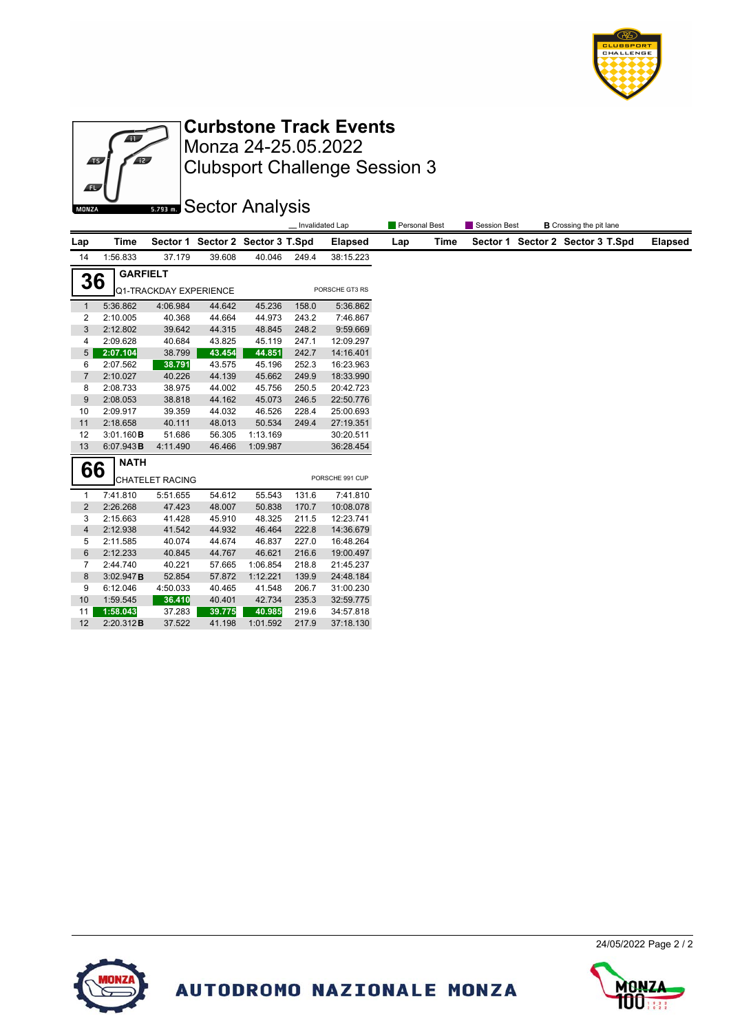# Curbstone Track Events

Monza 24-25.05.2022

Clubsport Challenge Session 3

## Sector Analysis

__ Invalidated Lap | Personal Best | Session Best | **B** Crossing the pit lane

| Lap | Time | Sector 1 | Sector 2 | Sector 3 | T.Spd | Elapsed |
|---|---|---|---|---|---|---|
| 14 | 1:56.833 | 37.179 | 39.608 | 40.046 | 249.4 | 38:15.223 |

### 36 GARFIELT

Q1-TRACKDAY EXPERIENCE — PORSCHE GT3 RS

| Lap | Time | Sector 1 | Sector 2 | Sector 3 | T.Spd | Elapsed |
|---|---|---|---|---|---|---|
| 1 | 5:36.862 | 4:06.984 | 44.642 | 45.236 | 158.0 | 5:36.862 |
| 2 | 2:10.005 | 40.368 | 44.664 | 44.973 | 243.2 | 7:46.867 |
| 3 | 2:12.802 | 39.642 | 44.315 | 48.845 | 248.2 | 9:59.669 |
| 4 | 2:09.628 | 40.684 | 43.825 | 45.119 | 247.1 | 12:09.297 |
| 5 | 2:07.104 | 38.799 | 43.454 | 44.851 | 242.7 | 14:16.401 |
| 6 | 2:07.562 | 38.791 | 43.575 | 45.196 | 252.3 | 16:23.963 |
| 7 | 2:10.027 | 40.226 | 44.139 | 45.662 | 249.9 | 18:33.990 |
| 8 | 2:08.733 | 38.975 | 44.002 | 45.756 | 250.5 | 20:42.723 |
| 9 | 2:08.053 | 38.818 | 44.162 | 45.073 | 246.5 | 22:50.776 |
| 10 | 2:09.917 | 39.359 | 44.032 | 46.526 | 228.4 | 25:00.693 |
| 11 | 2:18.658 | 40.111 | 48.013 | 50.534 | 249.4 | 27:19.351 |
| 12 | 3:01.160 **B** | 51.686 | 56.305 | 1:13.169 | | 30:20.511 |
| 13 | 6:07.943 **B** | 4:11.490 | 46.466 | 1:09.987 | | 36:28.454 |

### 66 NATH

CHATELET RACING — PORSCHE 991 CUP

| Lap | Time | Sector 1 | Sector 2 | Sector 3 | T.Spd | Elapsed |
|---|---|---|---|---|---|---|
| 1 | 7:41.810 | 5:51.655 | 54.612 | 55.543 | 131.6 | 7:41.810 |
| 2 | 2:26.268 | 47.423 | 48.007 | 50.838 | 170.7 | 10:08.078 |
| 3 | 2:15.663 | 41.428 | 45.910 | 48.325 | 211.5 | 12:23.741 |
| 4 | 2:12.938 | 41.542 | 44.932 | 46.464 | 222.8 | 14:36.679 |
| 5 | 2:11.585 | 40.074 | 44.674 | 46.837 | 227.0 | 16:48.264 |
| 6 | 2:12.233 | 40.845 | 44.767 | 46.621 | 216.6 | 19:00.497 |
| 7 | 2:44.740 | 40.221 | 57.665 | 1:06.854 | 218.8 | 21:45.237 |
| 8 | 3:02.947 **B** | 52.854 | 57.872 | 1:12.221 | 139.9 | 24:48.184 |
| 9 | 6:12.046 | 4:50.033 | 40.465 | 41.548 | 206.7 | 31:00.230 |
| 10 | 1:59.545 | 36.410 | 40.401 | 42.734 | 235.3 | 32:59.775 |
| 11 | 1:58.043 | 37.283 | 39.775 | 40.985 | 219.6 | 34:57.818 |
| 12 | 2:20.312 **B** | 37.522 | 41.198 | 1:01.592 | 217.9 | 37:18.130 |

24/05/2022

AUTODROMO NAZIONALE MONZA